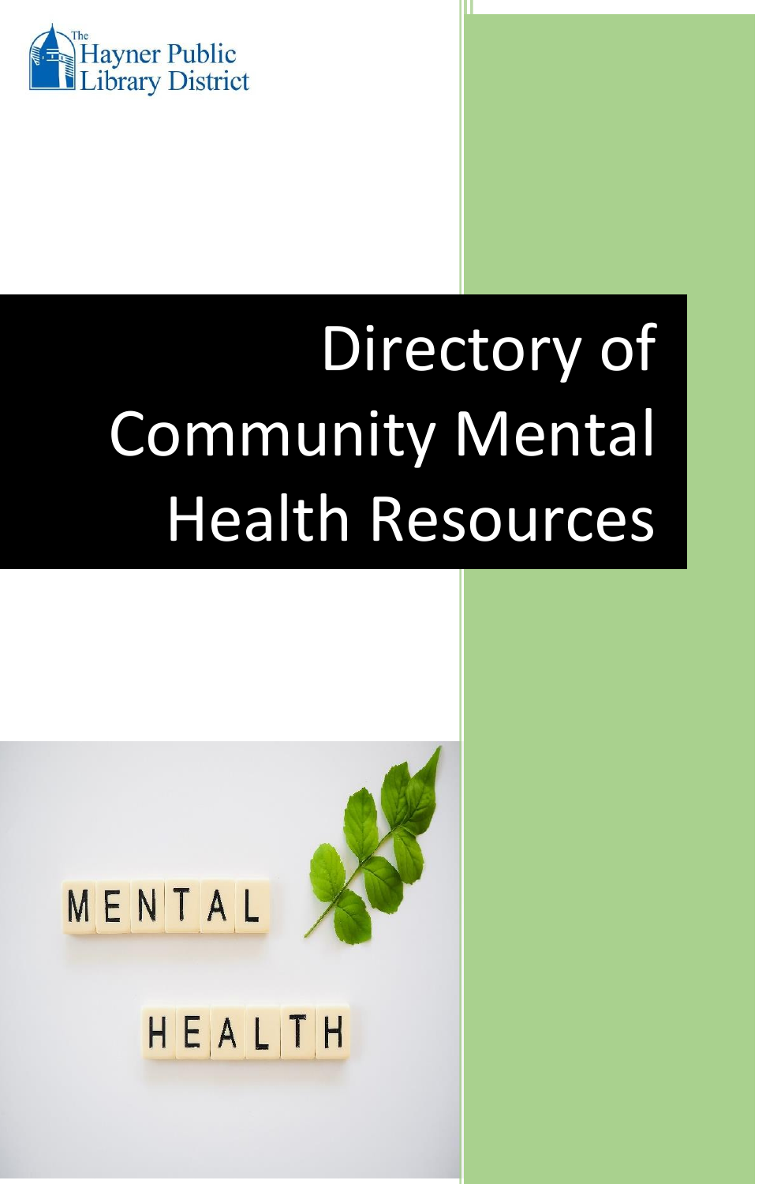The Hayner Public Library District

# Directory of Community Mental Health Resources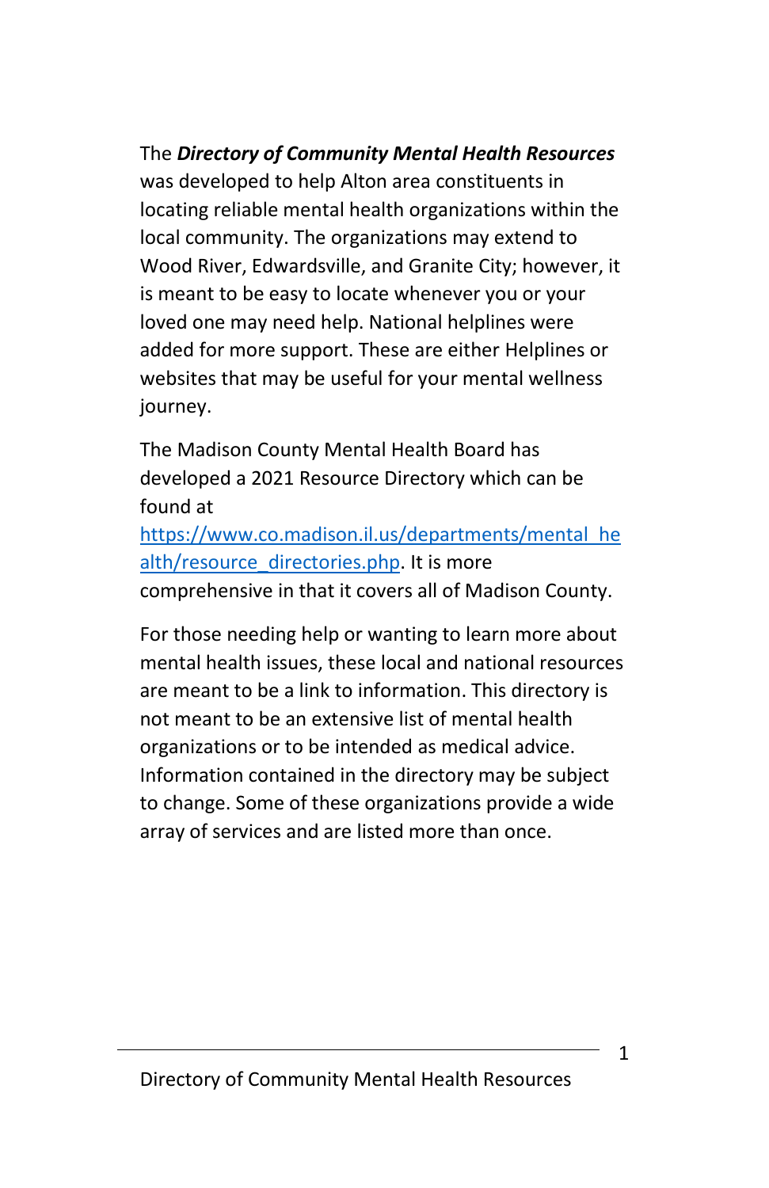The ***Directory of Community Mental Health Resources*** was developed to help Alton area constituents in locating reliable mental health organizations within the local community. The organizations may extend to Wood River, Edwardsville, and Granite City; however, it is meant to be easy to locate whenever you or your loved one may need help. National helplines were added for more support. These are either Helplines or websites that may be useful for your mental wellness journey.

The Madison County Mental Health Board has developed a 2021 Resource Directory which can be found at https://www.co.madison.il.us/departments/mental_health/resource_directories.php. It is more comprehensive in that it covers all of Madison County.

For those needing help or wanting to learn more about mental health issues, these local and national resources are meant to be a link to information. This directory is not meant to be an extensive list of mental health organizations or to be intended as medical advice. Information contained in the directory may be subject to change. Some of these organizations provide a wide array of services and are listed more than once.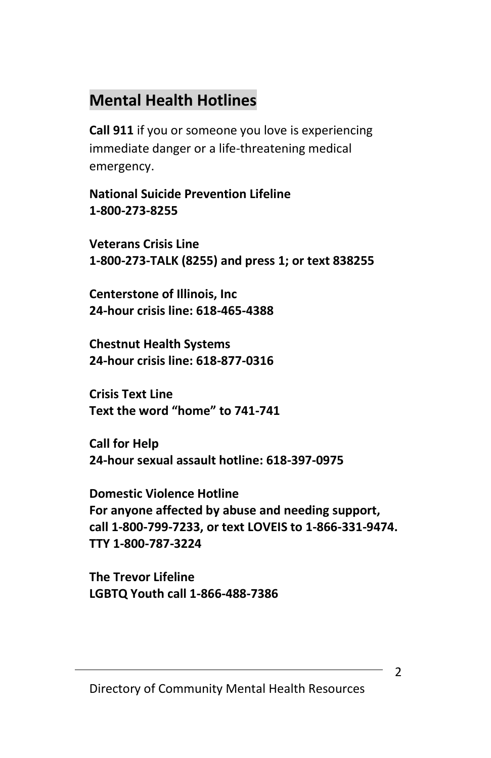## Mental Health Hotlines

**Call 911** if you or someone you love is experiencing immediate danger or a life-threatening medical emergency.

**National Suicide Prevention Lifeline**
**1-800-273-8255**

**Veterans Crisis Line**
**1-800-273-TALK (8255) and press 1; or text 838255**

**Centerstone of Illinois, Inc**
**24-hour crisis line: 618-465-4388**

**Chestnut Health Systems**
**24-hour crisis line: 618-877-0316**

**Crisis Text Line**
**Text the word "home" to 741-741**

**Call for Help**
**24-hour sexual assault hotline: 618-397-0975**

**Domestic Violence Hotline**
**For anyone affected by abuse and needing support, call 1-800-799-7233, or text LOVEIS to 1-866-331-9474. TTY 1-800-787-3224**

**The Trevor Lifeline**
**LGBTQ Youth call 1-866-488-7386**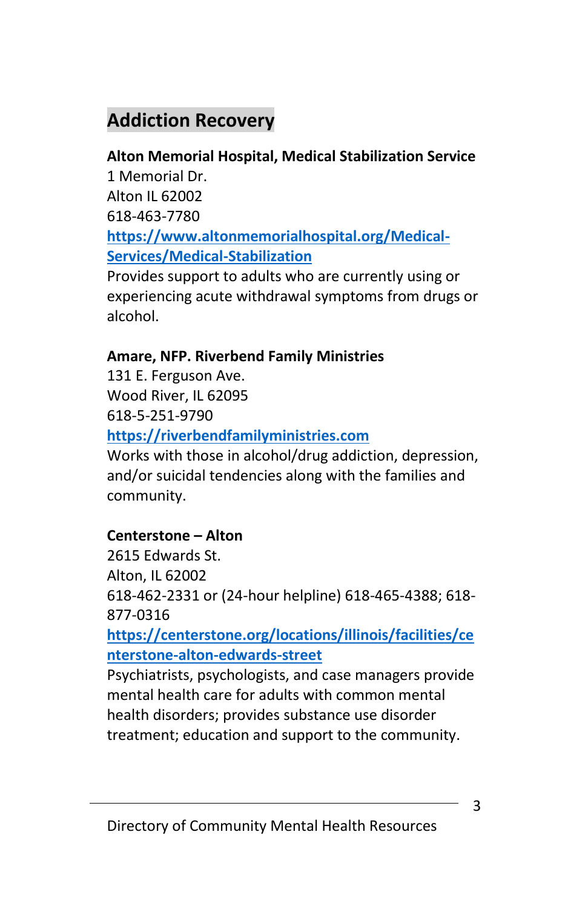## Addiction Recovery

**Alton Memorial Hospital, Medical Stabilization Service**
1 Memorial Dr.
Alton IL 62002
618-463-7780
https://www.altonmemorialhospital.org/Medical-Services/Medical-Stabilization
Provides support to adults who are currently using or experiencing acute withdrawal symptoms from drugs or alcohol.

**Amare, NFP. Riverbend Family Ministries**
131 E. Ferguson Ave.
Wood River, IL 62095
618-5-251-9790
https://riverbendfamilyministries.com
Works with those in alcohol/drug addiction, depression, and/or suicidal tendencies along with the families and community.

**Centerstone – Alton**
2615 Edwards St.
Alton, IL 62002
618-462-2331 or (24-hour helpline) 618-465-4388; 618-877-0316
https://centerstone.org/locations/illinois/facilities/centerstone-alton-edwards-street
Psychiatrists, psychologists, and case managers provide mental health care for adults with common mental health disorders; provides substance use disorder treatment; education and support to the community.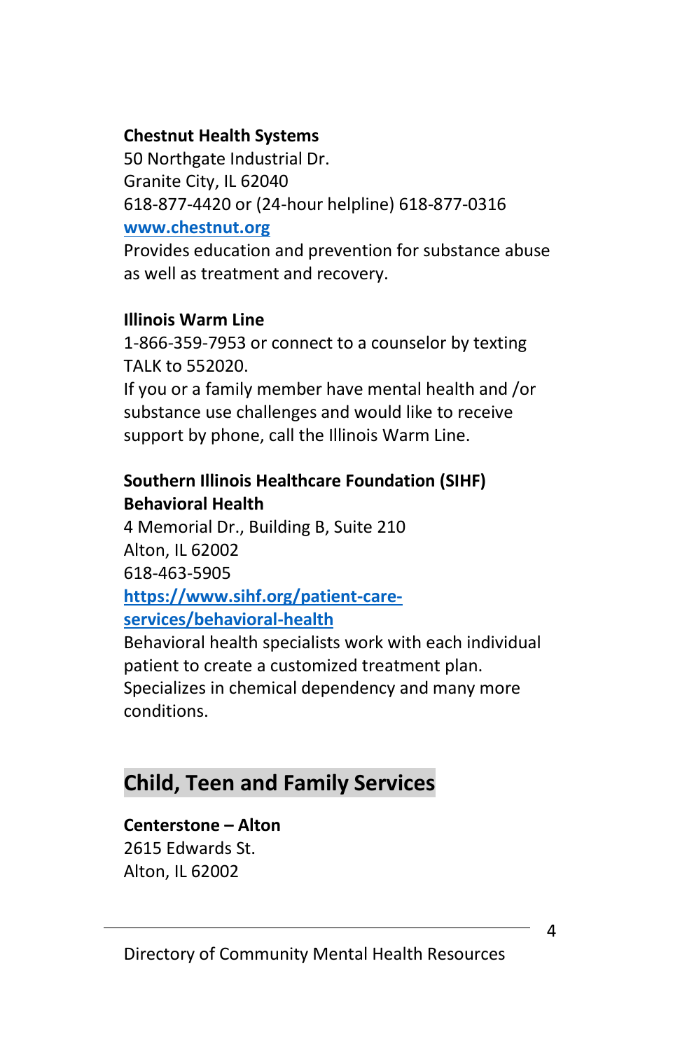**Chestnut Health Systems**
50 Northgate Industrial Dr.
Granite City, IL 62040
618-877-4420 or (24-hour helpline) 618-877-0316
[www.chestnut.org](http://www.chestnut.org)
Provides education and prevention for substance abuse as well as treatment and recovery.

**Illinois Warm Line**
1-866-359-7953 or connect to a counselor by texting TALK to 552020.
If you or a family member have mental health and /or substance use challenges and would like to receive support by phone, call the Illinois Warm Line.

**Southern Illinois Healthcare Foundation (SIHF) Behavioral Health**
4 Memorial Dr., Building B, Suite 210
Alton, IL 62002
618-463-5905
[https://www.sihf.org/patient-care-services/behavioral-health](https://www.sihf.org/patient-care-services/behavioral-health)
Behavioral health specialists work with each individual patient to create a customized treatment plan. Specializes in chemical dependency and many more conditions.

## Child, Teen and Family Services

**Centerstone – Alton**
2615 Edwards St.
Alton, IL 62002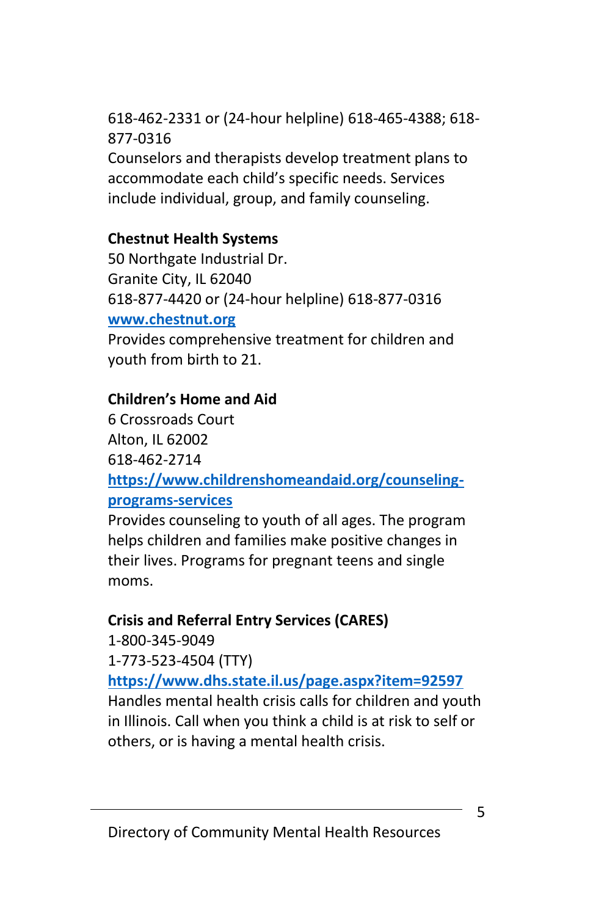618-462-2331 or (24-hour helpline) 618-465-4388; 618-877-0316
Counselors and therapists develop treatment plans to accommodate each child's specific needs. Services include individual, group, and family counseling.

**Chestnut Health Systems**
50 Northgate Industrial Dr.
Granite City, IL 62040
618-877-4420 or (24-hour helpline) 618-877-0316
[www.chestnut.org](www.chestnut.org)
Provides comprehensive treatment for children and youth from birth to 21.

**Children's Home and Aid**
6 Crossroads Court
Alton, IL 62002
618-462-2714
[https://www.childrenshomeandaid.org/counseling-programs-services](https://www.childrenshomeandaid.org/counseling-programs-services)
Provides counseling to youth of all ages. The program helps children and families make positive changes in their lives. Programs for pregnant teens and single moms.

**Crisis and Referral Entry Services (CARES)**
1-800-345-9049
1-773-523-4504 (TTY)
[https://www.dhs.state.il.us/page.aspx?item=92597](https://www.dhs.state.il.us/page.aspx?item=92597)
Handles mental health crisis calls for children and youth in Illinois. Call when you think a child is at risk to self or others, or is having a mental health crisis.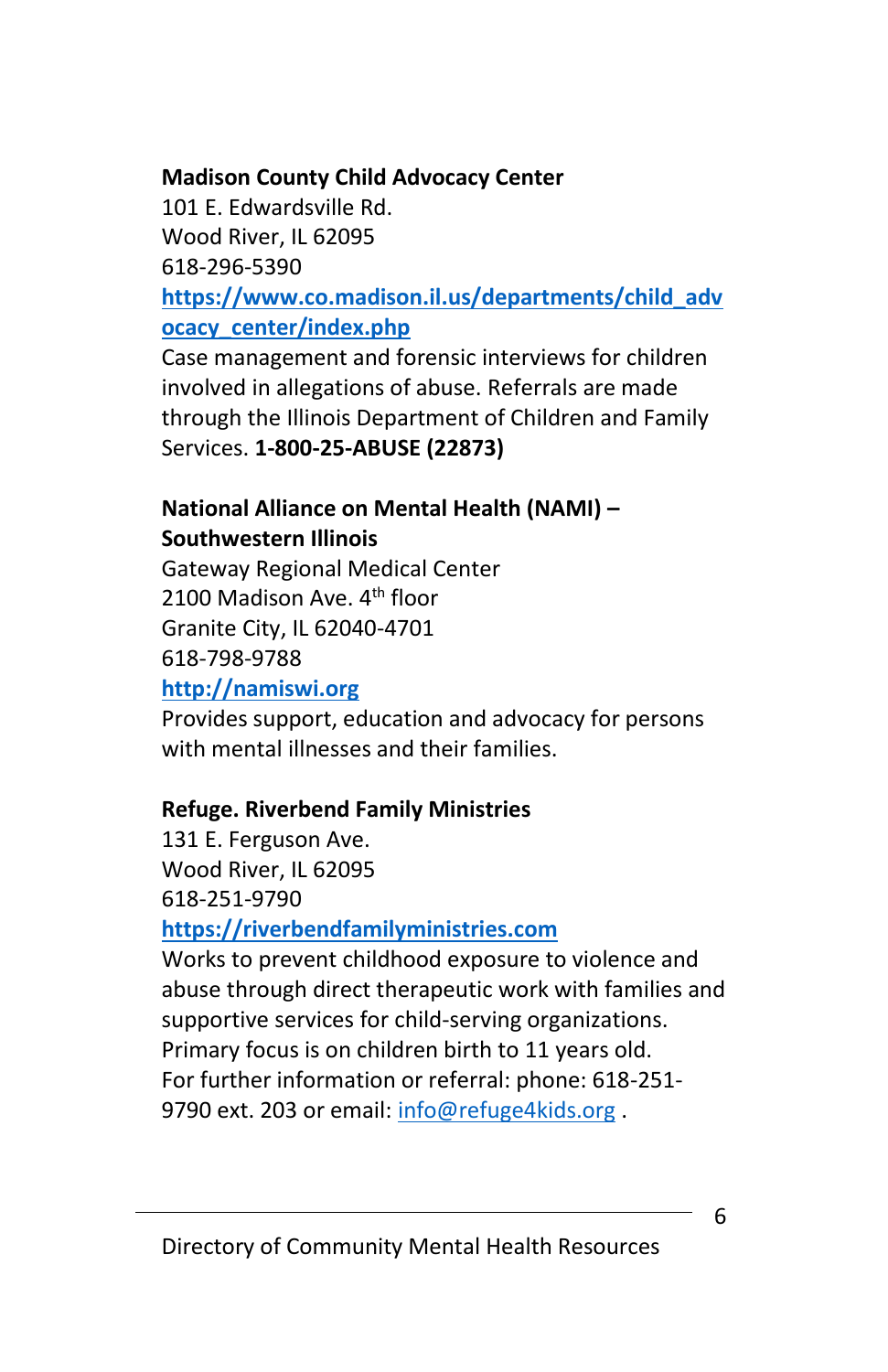**Madison County Child Advocacy Center**
101 E. Edwardsville Rd.
Wood River, IL 62095
618-296-5390
**https://www.co.madison.il.us/departments/child_advocacy_center/index.php**
Case management and forensic interviews for children involved in allegations of abuse. Referrals are made through the Illinois Department of Children and Family Services. **1-800-25-ABUSE (22873)**

**National Alliance on Mental Health (NAMI) – Southwestern Illinois**
Gateway Regional Medical Center
2100 Madison Ave. 4th floor
Granite City, IL 62040-4701
618-798-9788
**http://namiswi.org**
Provides support, education and advocacy for persons with mental illnesses and their families.

**Refuge. Riverbend Family Ministries**
131 E. Ferguson Ave.
Wood River, IL 62095
618-251-9790
**https://riverbendfamilyministries.com**
Works to prevent childhood exposure to violence and abuse through direct therapeutic work with families and supportive services for child-serving organizations. Primary focus is on children birth to 11 years old.
For further information or referral: phone: 618-251-9790 ext. 203 or email: info@refuge4kids.org .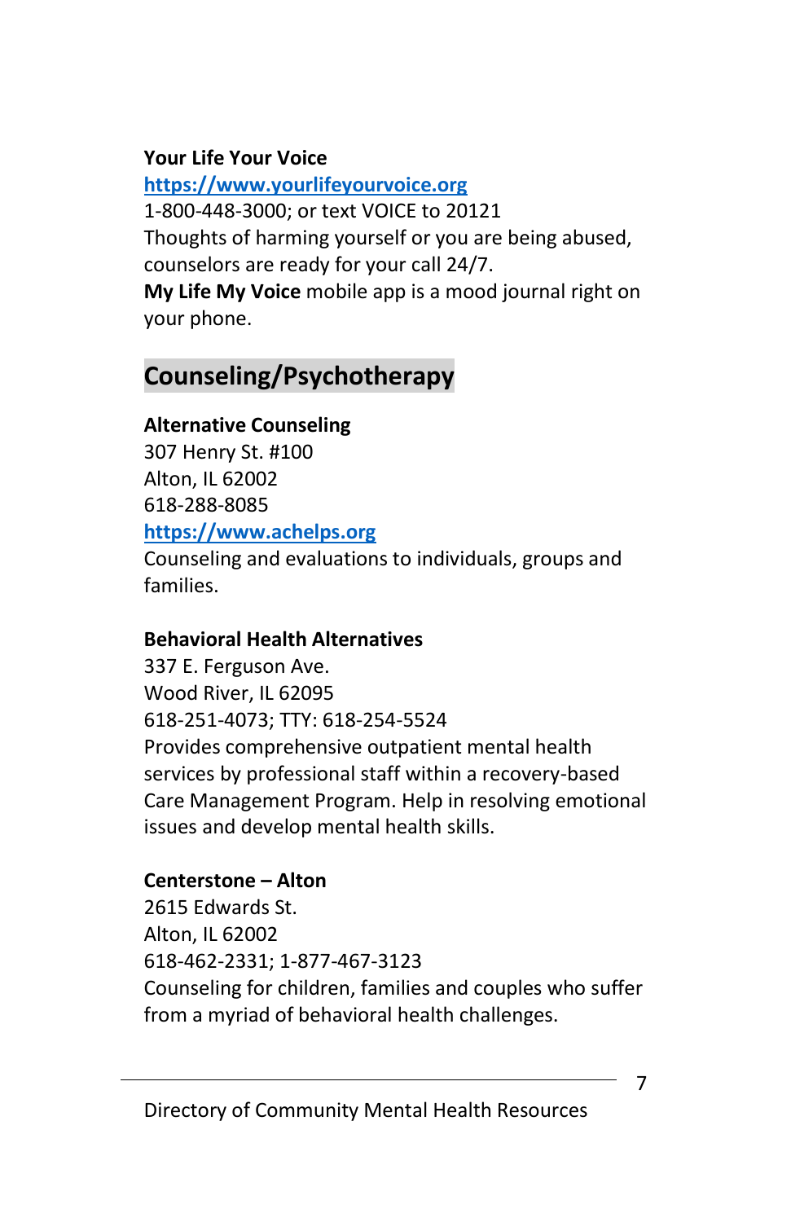**Your Life Your Voice**
[https://www.yourlifeyourvoice.org](https://www.yourlifeyourvoice.org)
1-800-448-3000; or text VOICE to 20121
Thoughts of harming yourself or you are being abused, counselors are ready for your call 24/7.
**My Life My Voice** mobile app is a mood journal right on your phone.

## Counseling/Psychotherapy

**Alternative Counseling**
307 Henry St. #100
Alton, IL 62002
618-288-8085
[https://www.achelps.org](https://www.achelps.org)
Counseling and evaluations to individuals, groups and families.

**Behavioral Health Alternatives**
337 E. Ferguson Ave.
Wood River, IL 62095
618-251-4073; TTY: 618-254-5524
Provides comprehensive outpatient mental health services by professional staff within a recovery-based Care Management Program. Help in resolving emotional issues and develop mental health skills.

**Centerstone – Alton**
2615 Edwards St.
Alton, IL 62002
618-462-2331; 1-877-467-3123
Counseling for children, families and couples who suffer from a myriad of behavioral health challenges.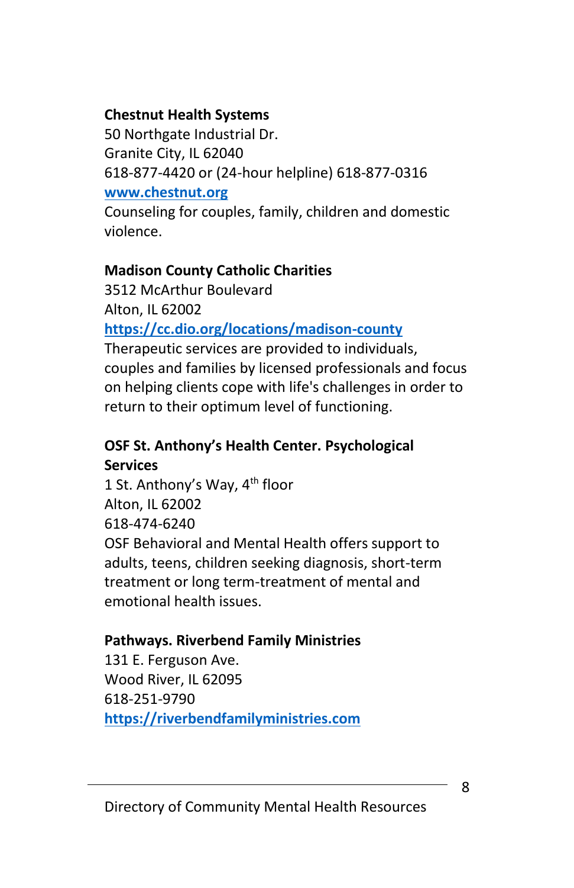**Chestnut Health Systems**
50 Northgate Industrial Dr.
Granite City, IL 62040
618-877-4420 or (24-hour helpline) 618-877-0316
[www.chestnut.org](http://www.chestnut.org)
Counseling for couples, family, children and domestic violence.

**Madison County Catholic Charities**
3512 McArthur Boulevard
Alton, IL 62002
[https://cc.dio.org/locations/madison-county](https://cc.dio.org/locations/madison-county)
Therapeutic services are provided to individuals, couples and families by licensed professionals and focus on helping clients cope with life's challenges in order to return to their optimum level of functioning.

**OSF St. Anthony's Health Center. Psychological Services**
1 St. Anthony's Way, 4th floor
Alton, IL 62002
618-474-6240
OSF Behavioral and Mental Health offers support to adults, teens, children seeking diagnosis, short-term treatment or long term-treatment of mental and emotional health issues.

**Pathways. Riverbend Family Ministries**
131 E. Ferguson Ave.
Wood River, IL 62095
618-251-9790
[https://riverbendfamilyministries.com](https://riverbendfamilyministries.com)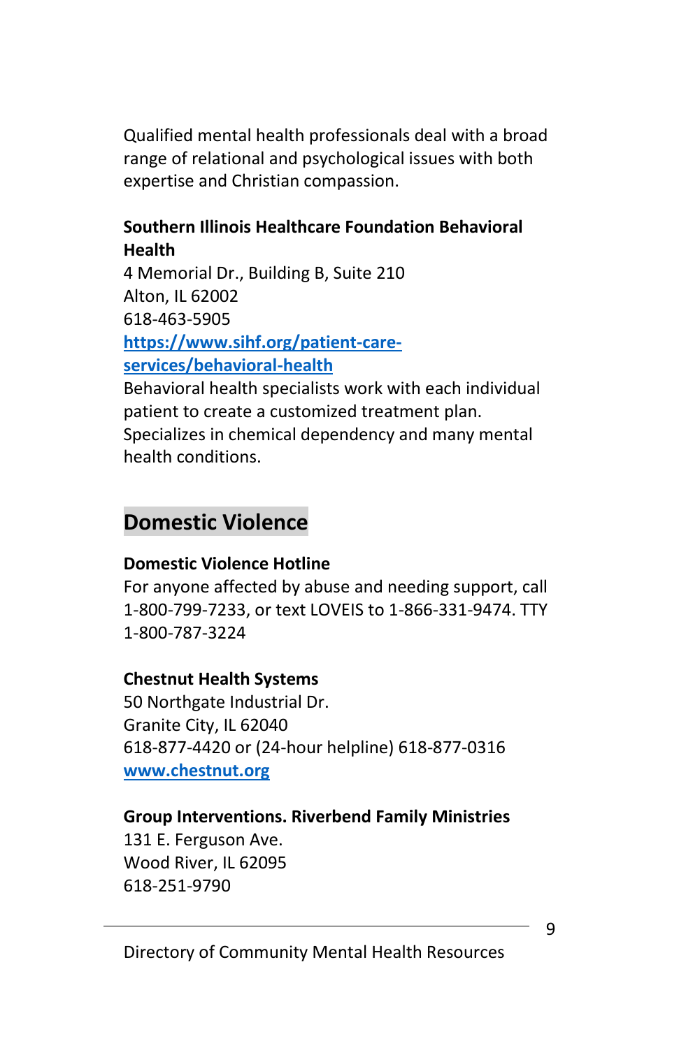Qualified mental health professionals deal with a broad range of relational and psychological issues with both expertise and Christian compassion.

**Southern Illinois Healthcare Foundation Behavioral Health**
4 Memorial Dr., Building B, Suite 210
Alton, IL 62002
618-463-5905
[https://www.sihf.org/patient-care-services/behavioral-health](https://www.sihf.org/patient-care-services/behavioral-health)
Behavioral health specialists work with each individual patient to create a customized treatment plan. Specializes in chemical dependency and many mental health conditions.

## Domestic Violence

**Domestic Violence Hotline**
For anyone affected by abuse and needing support, call 1-800-799-7233, or text LOVEIS to 1-866-331-9474. TTY 1-800-787-3224

**Chestnut Health Systems**
50 Northgate Industrial Dr.
Granite City, IL 62040
618-877-4420 or (24-hour helpline) 618-877-0316
[www.chestnut.org](www.chestnut.org)

**Group Interventions. Riverbend Family Ministries**
131 E. Ferguson Ave.
Wood River, IL 62095
618-251-9790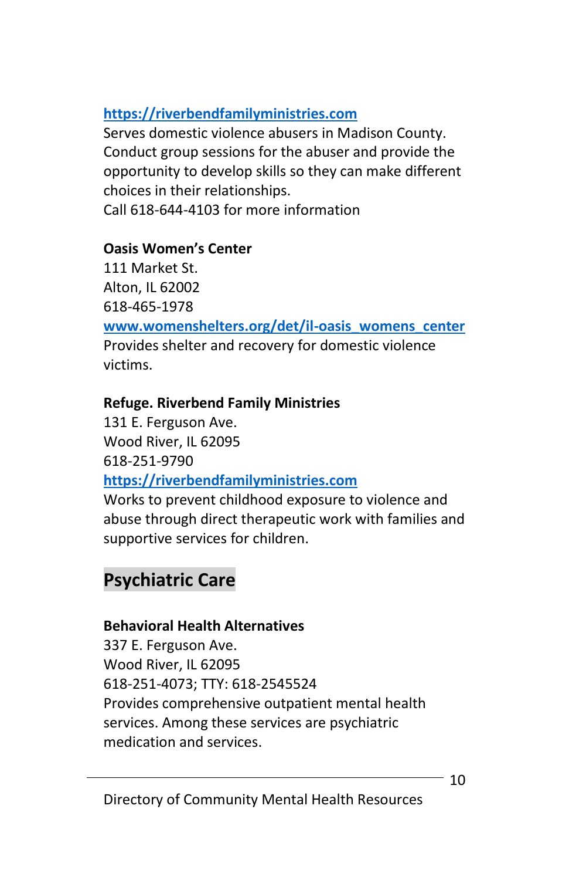https://riverbendfamilyministries.com
Serves domestic violence abusers in Madison County. Conduct group sessions for the abuser and provide the opportunity to develop skills so they can make different choices in their relationships.
Call 618-644-4103 for more information

**Oasis Women's Center**
111 Market St.
Alton, IL 62002
618-465-1978
www.womenshelters.org/det/il-oasis_womens_center
Provides shelter and recovery for domestic violence victims.

**Refuge. Riverbend Family Ministries**
131 E. Ferguson Ave.
Wood River, IL 62095
618-251-9790
https://riverbendfamilyministries.com
Works to prevent childhood exposure to violence and abuse through direct therapeutic work with families and supportive services for children.

## Psychiatric Care

**Behavioral Health Alternatives**
337 E. Ferguson Ave.
Wood River, IL 62095
618-251-4073; TTY: 618-2545524
Provides comprehensive outpatient mental health services. Among these services are psychiatric medication and services.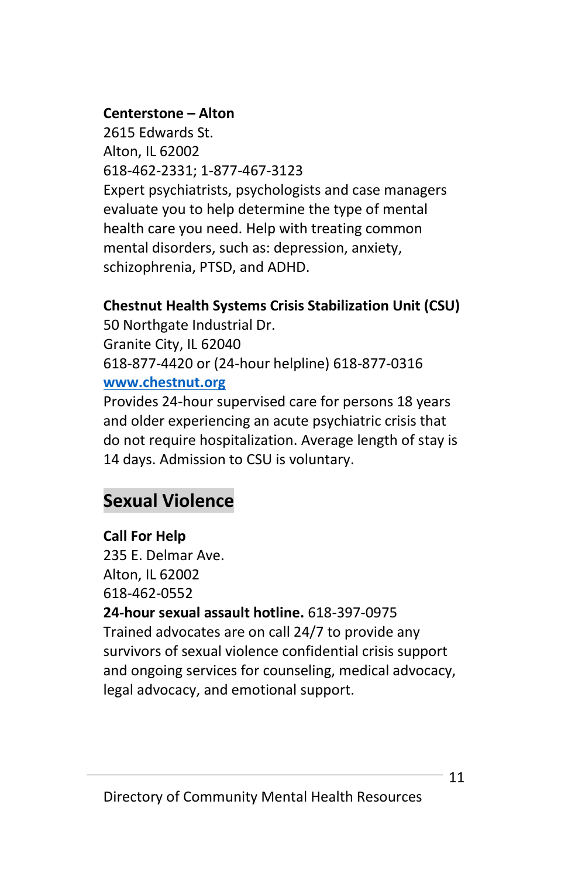**Centerstone – Alton**
2615 Edwards St.
Alton, IL 62002
618-462-2331; 1-877-467-3123
Expert psychiatrists, psychologists and case managers evaluate you to help determine the type of mental health care you need. Help with treating common mental disorders, such as: depression, anxiety, schizophrenia, PTSD, and ADHD.

**Chestnut Health Systems Crisis Stabilization Unit (CSU)**
50 Northgate Industrial Dr.
Granite City, IL 62040
618-877-4420 or (24-hour helpline) 618-877-0316
[www.chestnut.org](http://www.chestnut.org)
Provides 24-hour supervised care for persons 18 years and older experiencing an acute psychiatric crisis that do not require hospitalization. Average length of stay is 14 days. Admission to CSU is voluntary.

## Sexual Violence

**Call For Help**
235 E. Delmar Ave.
Alton, IL 62002
618-462-0552
**24-hour sexual assault hotline.** 618-397-0975
Trained advocates are on call 24/7 to provide any survivors of sexual violence confidential crisis support and ongoing services for counseling, medical advocacy, legal advocacy, and emotional support.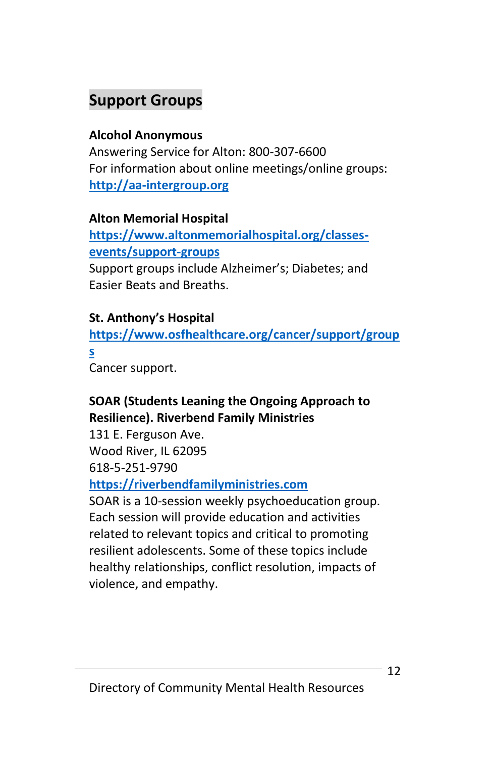## Support Groups

**Alcohol Anonymous**
Answering Service for Alton: 800-307-6600
For information about online meetings/online groups:
**http://aa-intergroup.org**

**Alton Memorial Hospital**
**https://www.altonmemorialhospital.org/classes-events/support-groups**
Support groups include Alzheimer's; Diabetes; and Easier Beats and Breaths.

**St. Anthony's Hospital**
**https://www.osfhealthcare.org/cancer/support/groups**
Cancer support.

**SOAR (Students Leaning the Ongoing Approach to Resilience). Riverbend Family Ministries**
131 E. Ferguson Ave.
Wood River, IL 62095
618-5-251-9790
**https://riverbendfamilyministries.com**
SOAR is a 10-session weekly psychoeducation group. Each session will provide education and activities related to relevant topics and critical to promoting resilient adolescents. Some of these topics include healthy relationships, conflict resolution, impacts of violence, and empathy.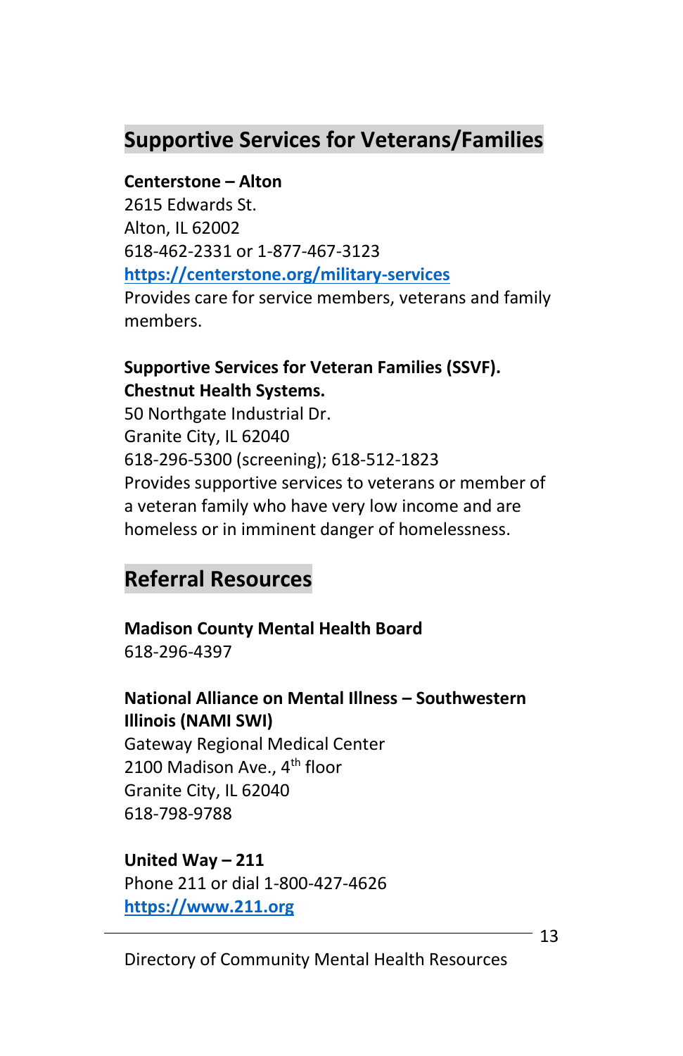## Supportive Services for Veterans/Families

**Centerstone – Alton**
2615 Edwards St.
Alton, IL 62002
618-462-2331 or 1-877-467-3123
[https://centerstone.org/military-services](https://centerstone.org/military-services)
Provides care for service members, veterans and family members.

**Supportive Services for Veteran Families (SSVF). Chestnut Health Systems.**
50 Northgate Industrial Dr.
Granite City, IL 62040
618-296-5300 (screening); 618-512-1823
Provides supportive services to veterans or member of a veteran family who have very low income and are homeless or in imminent danger of homelessness.

## Referral Resources

**Madison County Mental Health Board**
618-296-4397

**National Alliance on Mental Illness – Southwestern Illinois (NAMI SWI)**
Gateway Regional Medical Center
2100 Madison Ave., 4th floor
Granite City, IL 62040
618-798-9788

**United Way – 211**
Phone 211 or dial 1-800-427-4626
[https://www.211.org](https://www.211.org)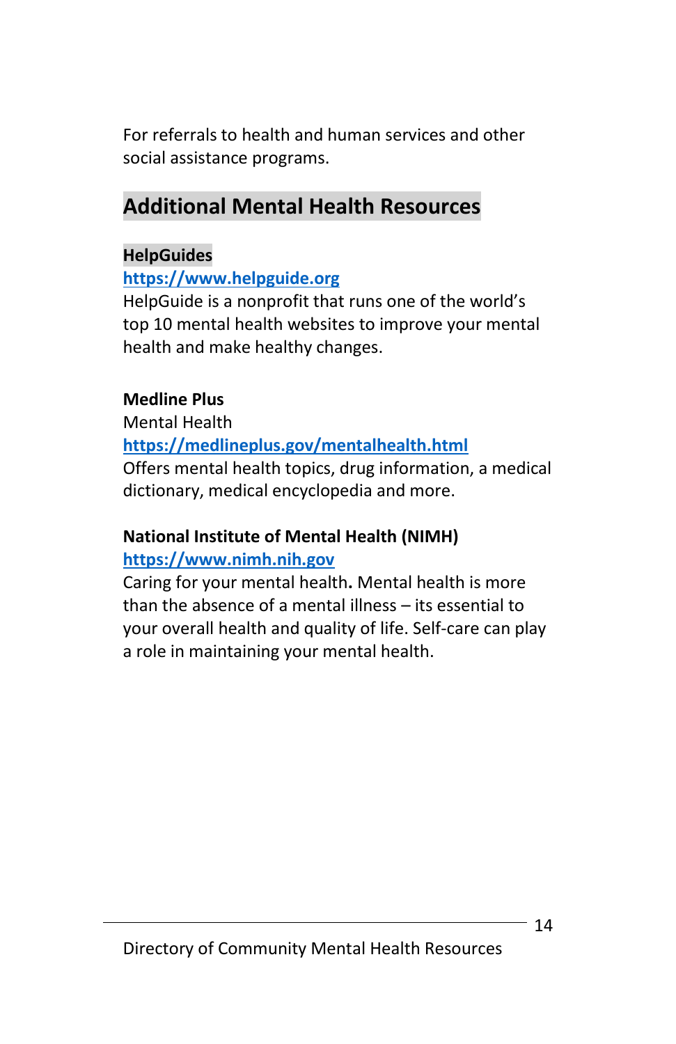For referrals to health and human services and other social assistance programs.

## Additional Mental Health Resources

**HelpGuides**
[https://www.helpguide.org](https://www.helpguide.org)
HelpGuide is a nonprofit that runs one of the world's top 10 mental health websites to improve your mental health and make healthy changes.

**Medline Plus**
Mental Health
[https://medlineplus.gov/mentalhealth.html](https://medlineplus.gov/mentalhealth.html)
Offers mental health topics, drug information, a medical dictionary, medical encyclopedia and more.

**National Institute of Mental Health (NIMH)**
[https://www.nimh.nih.gov](https://www.nimh.nih.gov)
Caring for your mental health**.** Mental health is more than the absence of a mental illness – its essential to your overall health and quality of life. Self-care can play a role in maintaining your mental health.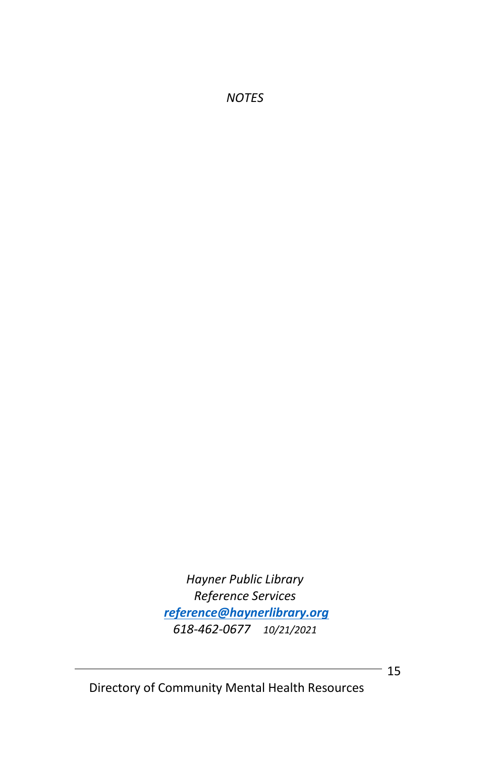*NOTES*

*Hayner Public Library*
*Reference Services*
***reference@haynerlibrary.org***
*618-462-0677* *10/21/2021*